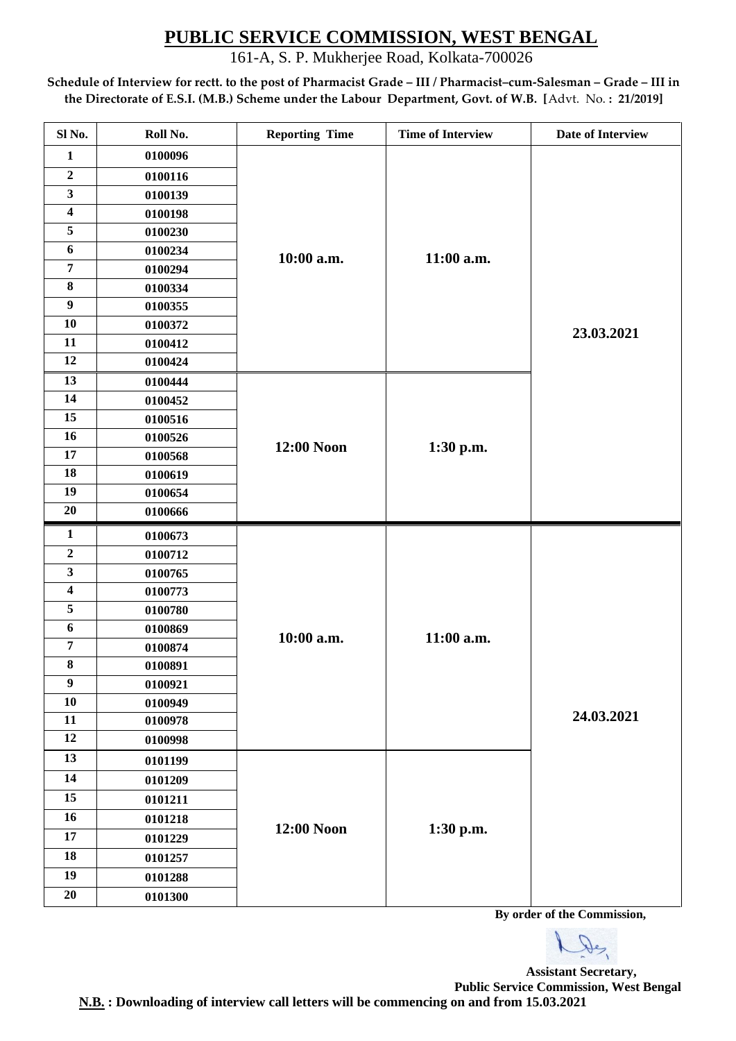# PUBLIC SERVICE COMMISSION, WEST BENGAL

161-A, S. P. Mukherjee Road, Kolkata-700026

**Schedule of Interview for rectt. to the post of Pharmacist Grade – III / Pharmacist–cum-Salesman – Grade – III in the Directorate of E.S.I. (M.B.) Scheme under the Labour Department, Govt. of W.B. [**Advt. No. **: 21/2019]**

| Sl No. | Roll No. | Reporting Time | Time of Interview | Date of Interview |
|---|---|---|---|---|
| 1 | 0100096 | 10:00 a.m. | 11:00 a.m. | 23.03.2021 |
| 2 | 0100116 | | | |
| 3 | 0100139 | | | |
| 4 | 0100198 | | | |
| 5 | 0100230 | | | |
| 6 | 0100234 | | | |
| 7 | 0100294 | | | |
| 8 | 0100334 | | | |
| 9 | 0100355 | | | |
| 10 | 0100372 | | | |
| 11 | 0100412 | | | |
| 12 | 0100424 | | | |
| 13 | 0100444 | 12:00 Noon | 1:30 p.m. | |
| 14 | 0100452 | | | |
| 15 | 0100516 | | | |
| 16 | 0100526 | | | |
| 17 | 0100568 | | | |
| 18 | 0100619 | | | |
| 19 | 0100654 | | | |
| 20 | 0100666 | | | |
| 1 | 0100673 | 10:00 a.m. | 11:00 a.m. | 24.03.2021 |
| 2 | 0100712 | | | |
| 3 | 0100765 | | | |
| 4 | 0100773 | | | |
| 5 | 0100780 | | | |
| 6 | 0100869 | | | |
| 7 | 0100874 | | | |
| 8 | 0100891 | | | |
| 9 | 0100921 | | | |
| 10 | 0100949 | | | |
| 11 | 0100978 | | | |
| 12 | 0100998 | | | |
| 13 | 0101199 | 12:00 Noon | 1:30 p.m. | |
| 14 | 0101209 | | | |
| 15 | 0101211 | | | |
| 16 | 0101218 | | | |
| 17 | 0101229 | | | |
| 18 | 0101257 | | | |
| 19 | 0101288 | | | |
| 20 | 0101300 | | | |

**By order of the Commission,**

**Assistant Secretary,**
**Public Service Commission, West Bengal**

**N.B. : Downloading of interview call letters will be commencing on and from 15.03.2021**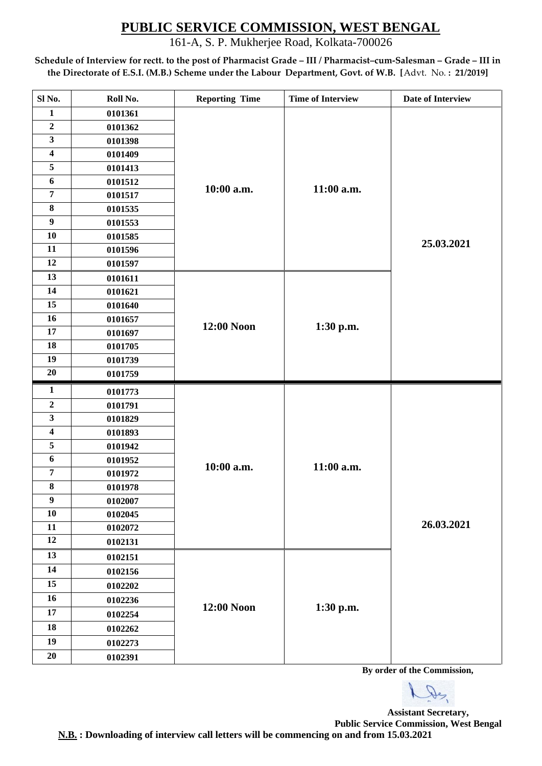# PUBLIC SERVICE COMMISSION, WEST BENGAL

161-A, S. P. Mukherjee Road, Kolkata-700026

**Schedule of Interview for rectt. to the post of Pharmacist Grade – III / Pharmacist–cum-Salesman – Grade – III in the Directorate of E.S.I. (M.B.) Scheme under the Labour Department, Govt. of W.B. [Advt. No. : 21/2019]**

| Sl No. | Roll No. | Reporting Time | Time of Interview | Date of Interview |
|---|---|---|---|---|
| 1 | 0101361 | 10:00 a.m. | 11:00 a.m. | 25.03.2021 |
| 2 | 0101362 | | | |
| 3 | 0101398 | | | |
| 4 | 0101409 | | | |
| 5 | 0101413 | | | |
| 6 | 0101512 | | | |
| 7 | 0101517 | | | |
| 8 | 0101535 | | | |
| 9 | 0101553 | | | |
| 10 | 0101585 | | | |
| 11 | 0101596 | | | |
| 12 | 0101597 | | | |
| 13 | 0101611 | 12:00 Noon | 1:30 p.m. | |
| 14 | 0101621 | | | |
| 15 | 0101640 | | | |
| 16 | 0101657 | | | |
| 17 | 0101697 | | | |
| 18 | 0101705 | | | |
| 19 | 0101739 | | | |
| 20 | 0101759 | | | |
| 1 | 0101773 | 10:00 a.m. | 11:00 a.m. | 26.03.2021 |
| 2 | 0101791 | | | |
| 3 | 0101829 | | | |
| 4 | 0101893 | | | |
| 5 | 0101942 | | | |
| 6 | 0101952 | | | |
| 7 | 0101972 | | | |
| 8 | 0101978 | | | |
| 9 | 0102007 | | | |
| 10 | 0102045 | | | |
| 11 | 0102072 | | | |
| 12 | 0102131 | | | |
| 13 | 0102151 | 12:00 Noon | 1:30 p.m. | |
| 14 | 0102156 | | | |
| 15 | 0102202 | | | |
| 16 | 0102236 | | | |
| 17 | 0102254 | | | |
| 18 | 0102262 | | | |
| 19 | 0102273 | | | |
| 20 | 0102391 | | | |

**By order of the Commission,**

**Assistant Secretary,**
**Public Service Commission, West Bengal**

**N.B. : Downloading of interview call letters will be commencing on and from 15.03.2021**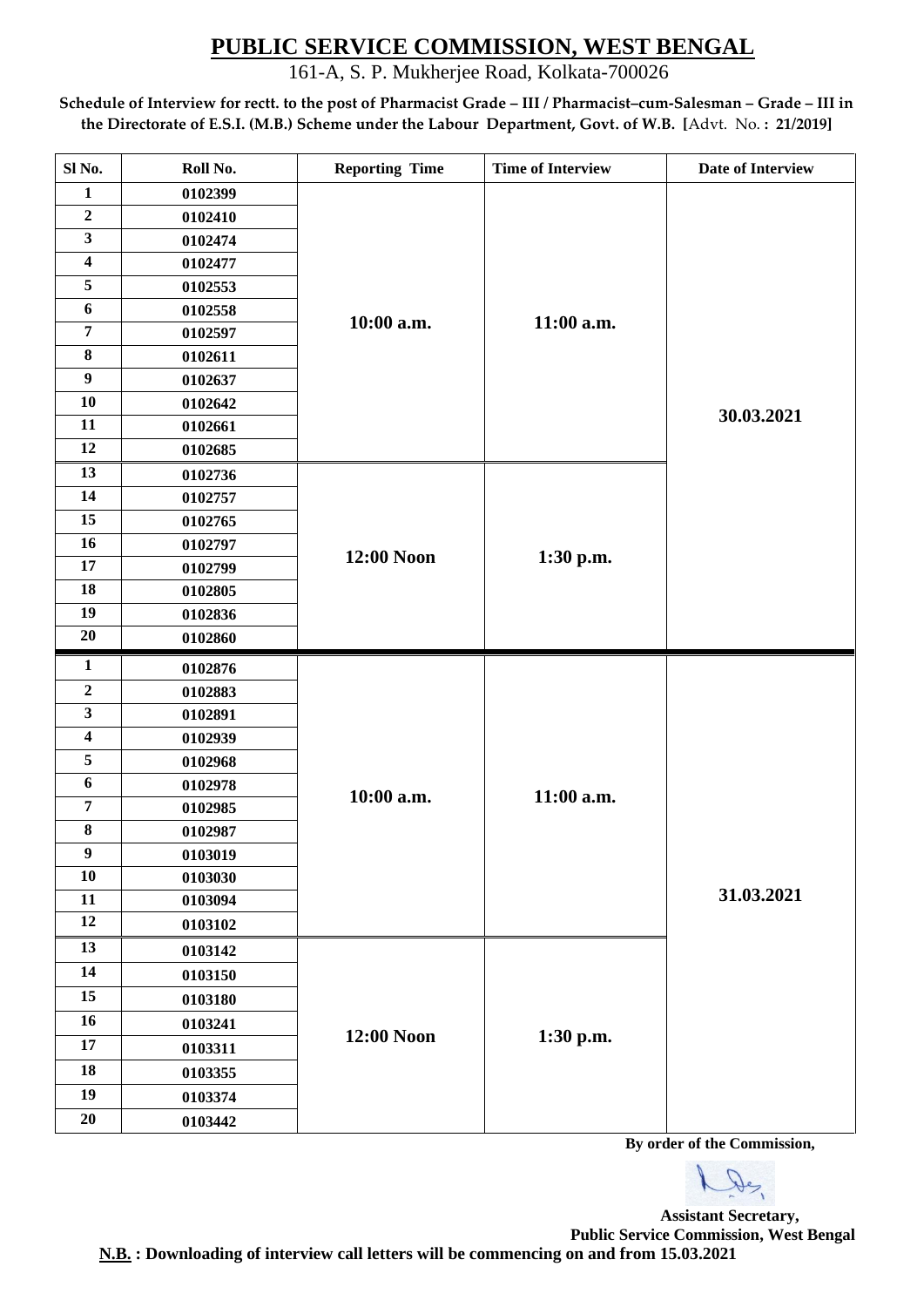# PUBLIC SERVICE COMMISSION, WEST BENGAL

161-A, S. P. Mukherjee Road, Kolkata-700026

**Schedule of Interview for rectt. to the post of Pharmacist Grade – III / Pharmacist–cum-Salesman – Grade – III in the Directorate of E.S.I. (M.B.) Scheme under the Labour Department, Govt. of W.B. [Advt. No. : 21/2019]**

| Sl No. | Roll No. | Reporting Time | Time of Interview | Date of Interview |
|---|---|---|---|---|
| 1 | 0102399 | 10:00 a.m. | 11:00 a.m. | 30.03.2021 |
| 2 | 0102410 | | | |
| 3 | 0102474 | | | |
| 4 | 0102477 | | | |
| 5 | 0102553 | | | |
| 6 | 0102558 | | | |
| 7 | 0102597 | | | |
| 8 | 0102611 | | | |
| 9 | 0102637 | | | |
| 10 | 0102642 | | | |
| 11 | 0102661 | | | |
| 12 | 0102685 | | | |
| 13 | 0102736 | 12:00 Noon | 1:30 p.m. | |
| 14 | 0102757 | | | |
| 15 | 0102765 | | | |
| 16 | 0102797 | | | |
| 17 | 0102799 | | | |
| 18 | 0102805 | | | |
| 19 | 0102836 | | | |
| 20 | 0102860 | | | |
| 1 | 0102876 | 10:00 a.m. | 11:00 a.m. | 31.03.2021 |
| 2 | 0102883 | | | |
| 3 | 0102891 | | | |
| 4 | 0102939 | | | |
| 5 | 0102968 | | | |
| 6 | 0102978 | | | |
| 7 | 0102985 | | | |
| 8 | 0102987 | | | |
| 9 | 0103019 | | | |
| 10 | 0103030 | | | |
| 11 | 0103094 | | | |
| 12 | 0103102 | | | |
| 13 | 0103142 | 12:00 Noon | 1:30 p.m. | |
| 14 | 0103150 | | | |
| 15 | 0103180 | | | |
| 16 | 0103241 | | | |
| 17 | 0103311 | | | |
| 18 | 0103355 | | | |
| 19 | 0103374 | | | |
| 20 | 0103442 | | | |

**By order of the Commission,**

**Assistant Secretary,**
**Public Service Commission, West Bengal**

**N.B. : Downloading of interview call letters will be commencing on and from 15.03.2021**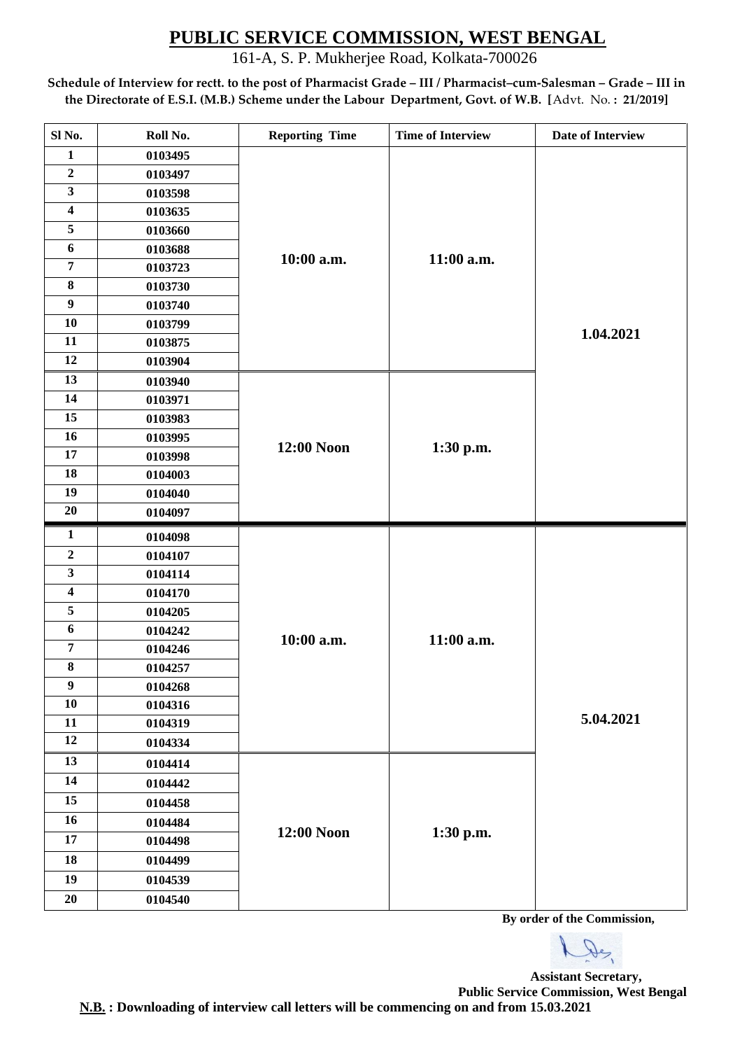# PUBLIC SERVICE COMMISSION, WEST BENGAL

161-A, S. P. Mukherjee Road, Kolkata-700026

**Schedule of Interview for rectt. to the post of Pharmacist Grade – III / Pharmacist–cum-Salesman – Grade – III in the Directorate of E.S.I. (M.B.) Scheme under the Labour Department, Govt. of W.B. [Advt. No. : 21/2019]**

| Sl No. | Roll No. | Reporting Time | Time of Interview | Date of Interview |
|---|---|---|---|---|
| 1 | 0103495 | 10:00 a.m. | 11:00 a.m. | 1.04.2021 |
| 2 | 0103497 | | | |
| 3 | 0103598 | | | |
| 4 | 0103635 | | | |
| 5 | 0103660 | | | |
| 6 | 0103688 | | | |
| 7 | 0103723 | | | |
| 8 | 0103730 | | | |
| 9 | 0103740 | | | |
| 10 | 0103799 | | | |
| 11 | 0103875 | | | |
| 12 | 0103904 | | | |
| 13 | 0103940 | 12:00 Noon | 1:30 p.m. | |
| 14 | 0103971 | | | |
| 15 | 0103983 | | | |
| 16 | 0103995 | | | |
| 17 | 0103998 | | | |
| 18 | 0104003 | | | |
| 19 | 0104040 | | | |
| 20 | 0104097 | | | |
| 1 | 0104098 | 10:00 a.m. | 11:00 a.m. | 5.04.2021 |
| 2 | 0104107 | | | |
| 3 | 0104114 | | | |
| 4 | 0104170 | | | |
| 5 | 0104205 | | | |
| 6 | 0104242 | | | |
| 7 | 0104246 | | | |
| 8 | 0104257 | | | |
| 9 | 0104268 | | | |
| 10 | 0104316 | | | |
| 11 | 0104319 | | | |
| 12 | 0104334 | | | |
| 13 | 0104414 | 12:00 Noon | 1:30 p.m. | |
| 14 | 0104442 | | | |
| 15 | 0104458 | | | |
| 16 | 0104484 | | | |
| 17 | 0104498 | | | |
| 18 | 0104499 | | | |
| 19 | 0104539 | | | |
| 20 | 0104540 | | | |

**By order of the Commission,**

**Assistant Secretary,**
**Public Service Commission, West Bengal**

**N.B. : Downloading of interview call letters will be commencing on and from 15.03.2021**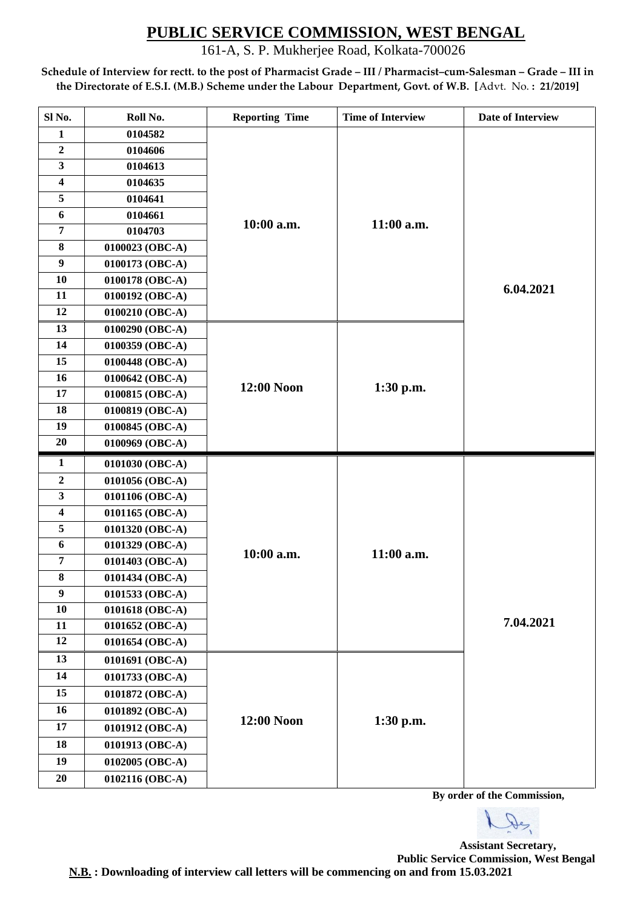# PUBLIC SERVICE COMMISSION, WEST BENGAL

161-A, S. P. Mukherjee Road, Kolkata-700026

**Schedule of Interview for rectt. to the post of Pharmacist Grade – III / Pharmacist–cum-Salesman – Grade – III in the Directorate of E.S.I. (M.B.) Scheme under the Labour Department, Govt. of W.B. [**Advt. No. **: 21/2019]**

| Sl No. | Roll No. | Reporting Time | Time of Interview | Date of Interview |
|---|---|---|---|---|
| 1 | 0104582 | 10:00 a.m. | 11:00 a.m. | 6.04.2021 |
| 2 | 0104606 | | | |
| 3 | 0104613 | | | |
| 4 | 0104635 | | | |
| 5 | 0104641 | | | |
| 6 | 0104661 | | | |
| 7 | 0104703 | | | |
| 8 | 0100023 (OBC-A) | | | |
| 9 | 0100173 (OBC-A) | | | |
| 10 | 0100178 (OBC-A) | | | |
| 11 | 0100192 (OBC-A) | | | |
| 12 | 0100210 (OBC-A) | | | |
| 13 | 0100290 (OBC-A) | 12:00 Noon | 1:30 p.m. | |
| 14 | 0100359 (OBC-A) | | | |
| 15 | 0100448 (OBC-A) | | | |
| 16 | 0100642 (OBC-A) | | | |
| 17 | 0100815 (OBC-A) | | | |
| 18 | 0100819 (OBC-A) | | | |
| 19 | 0100845 (OBC-A) | | | |
| 20 | 0100969 (OBC-A) | | | |
| 1 | 0101030 (OBC-A) | 10:00 a.m. | 11:00 a.m. | 7.04.2021 |
| 2 | 0101056 (OBC-A) | | | |
| 3 | 0101106 (OBC-A) | | | |
| 4 | 0101165 (OBC-A) | | | |
| 5 | 0101320 (OBC-A) | | | |
| 6 | 0101329 (OBC-A) | | | |
| 7 | 0101403 (OBC-A) | | | |
| 8 | 0101434 (OBC-A) | | | |
| 9 | 0101533 (OBC-A) | | | |
| 10 | 0101618 (OBC-A) | | | |
| 11 | 0101652 (OBC-A) | | | |
| 12 | 0101654 (OBC-A) | | | |
| 13 | 0101691 (OBC-A) | 12:00 Noon | 1:30 p.m. | |
| 14 | 0101733 (OBC-A) | | | |
| 15 | 0101872 (OBC-A) | | | |
| 16 | 0101892 (OBC-A) | | | |
| 17 | 0101912 (OBC-A) | | | |
| 18 | 0101913 (OBC-A) | | | |
| 19 | 0102005 (OBC-A) | | | |
| 20 | 0102116 (OBC-A) | | | |

**By order of the Commission,**

**Assistant Secretary,**
**Public Service Commission, West Bengal**

**N.B. : Downloading of interview call letters will be commencing on and from 15.03.2021**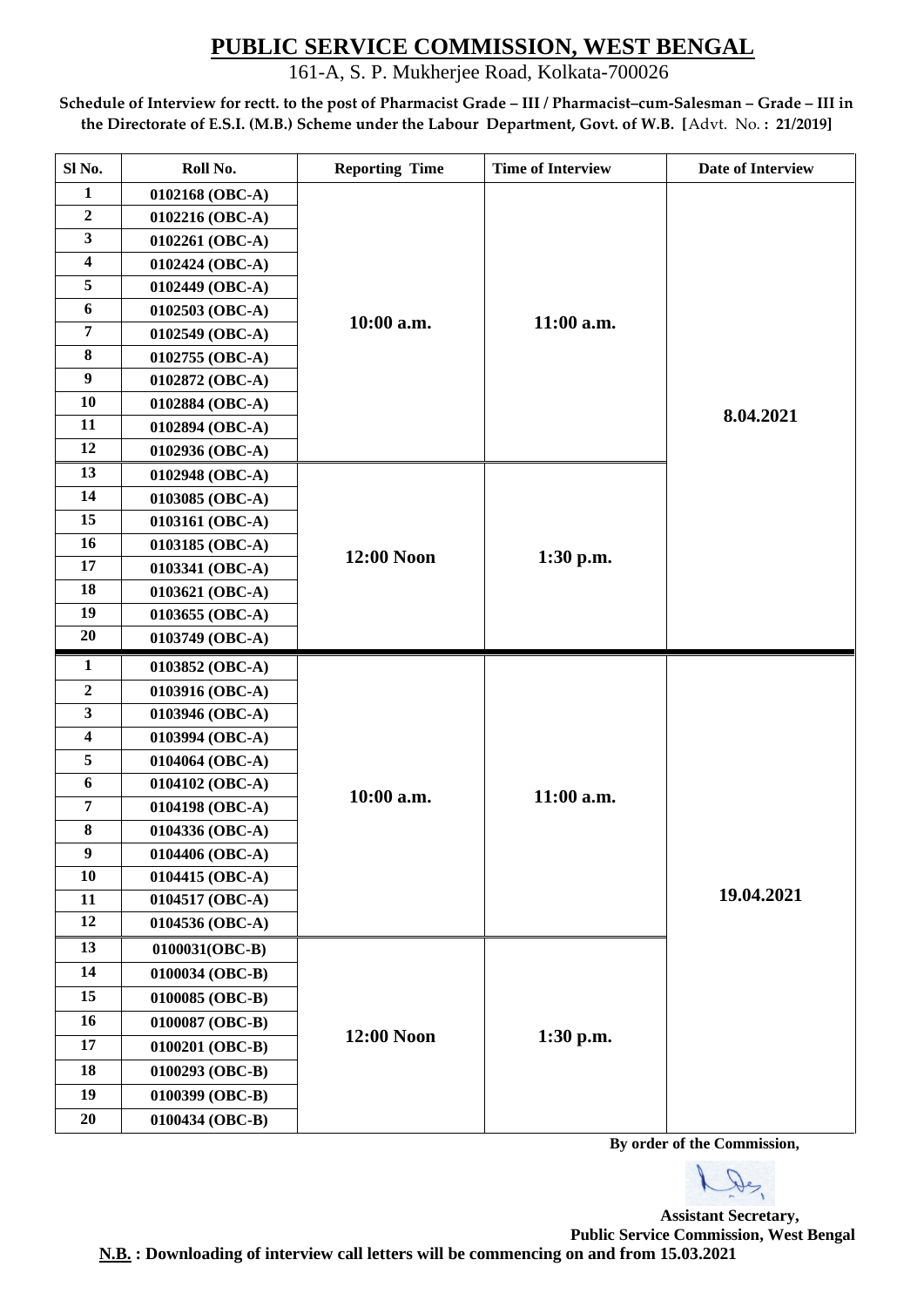# PUBLIC SERVICE COMMISSION, WEST BENGAL

161-A, S. P. Mukherjee Road, Kolkata-700026

**Schedule of Interview for rectt. to the post of Pharmacist Grade – III / Pharmacist–cum-Salesman – Grade – III in the Directorate of E.S.I. (M.B.) Scheme under the Labour Department, Govt. of W.B. [Advt. No. : 21/2019]**

| Sl No. | Roll No. | Reporting Time | Time of Interview | Date of Interview |
|---|---|---|---|---|
| 1 | 0102168 (OBC-A) | 10:00 a.m. | 11:00 a.m. | 8.04.2021 |
| 2 | 0102216 (OBC-A) | | | |
| 3 | 0102261 (OBC-A) | | | |
| 4 | 0102424 (OBC-A) | | | |
| 5 | 0102449 (OBC-A) | | | |
| 6 | 0102503 (OBC-A) | | | |
| 7 | 0102549 (OBC-A) | | | |
| 8 | 0102755 (OBC-A) | | | |
| 9 | 0102872 (OBC-A) | | | |
| 10 | 0102884 (OBC-A) | | | |
| 11 | 0102894 (OBC-A) | | | |
| 12 | 0102936 (OBC-A) | | | |
| 13 | 0102948 (OBC-A) | 12:00 Noon | 1:30 p.m. | |
| 14 | 0103085 (OBC-A) | | | |
| 15 | 0103161 (OBC-A) | | | |
| 16 | 0103185 (OBC-A) | | | |
| 17 | 0103341 (OBC-A) | | | |
| 18 | 0103621 (OBC-A) | | | |
| 19 | 0103655 (OBC-A) | | | |
| 20 | 0103749 (OBC-A) | | | |
| 1 | 0103852 (OBC-A) | 10:00 a.m. | 11:00 a.m. | 19.04.2021 |
| 2 | 0103916 (OBC-A) | | | |
| 3 | 0103946 (OBC-A) | | | |
| 4 | 0103994 (OBC-A) | | | |
| 5 | 0104064 (OBC-A) | | | |
| 6 | 0104102 (OBC-A) | | | |
| 7 | 0104198 (OBC-A) | | | |
| 8 | 0104336 (OBC-A) | | | |
| 9 | 0104406 (OBC-A) | | | |
| 10 | 0104415 (OBC-A) | | | |
| 11 | 0104517 (OBC-A) | | | |
| 12 | 0104536 (OBC-A) | | | |
| 13 | 0100031(OBC-B) | 12:00 Noon | 1:30 p.m. | |
| 14 | 0100034 (OBC-B) | | | |
| 15 | 0100085 (OBC-B) | | | |
| 16 | 0100087 (OBC-B) | | | |
| 17 | 0100201 (OBC-B) | | | |
| 18 | 0100293 (OBC-B) | | | |
| 19 | 0100399 (OBC-B) | | | |
| 20 | 0100434 (OBC-B) | | | |

**By order of the Commission,**

**Assistant Secretary,**
**Public Service Commission, West Bengal**

**N.B. : Downloading of interview call letters will be commencing on and from 15.03.2021**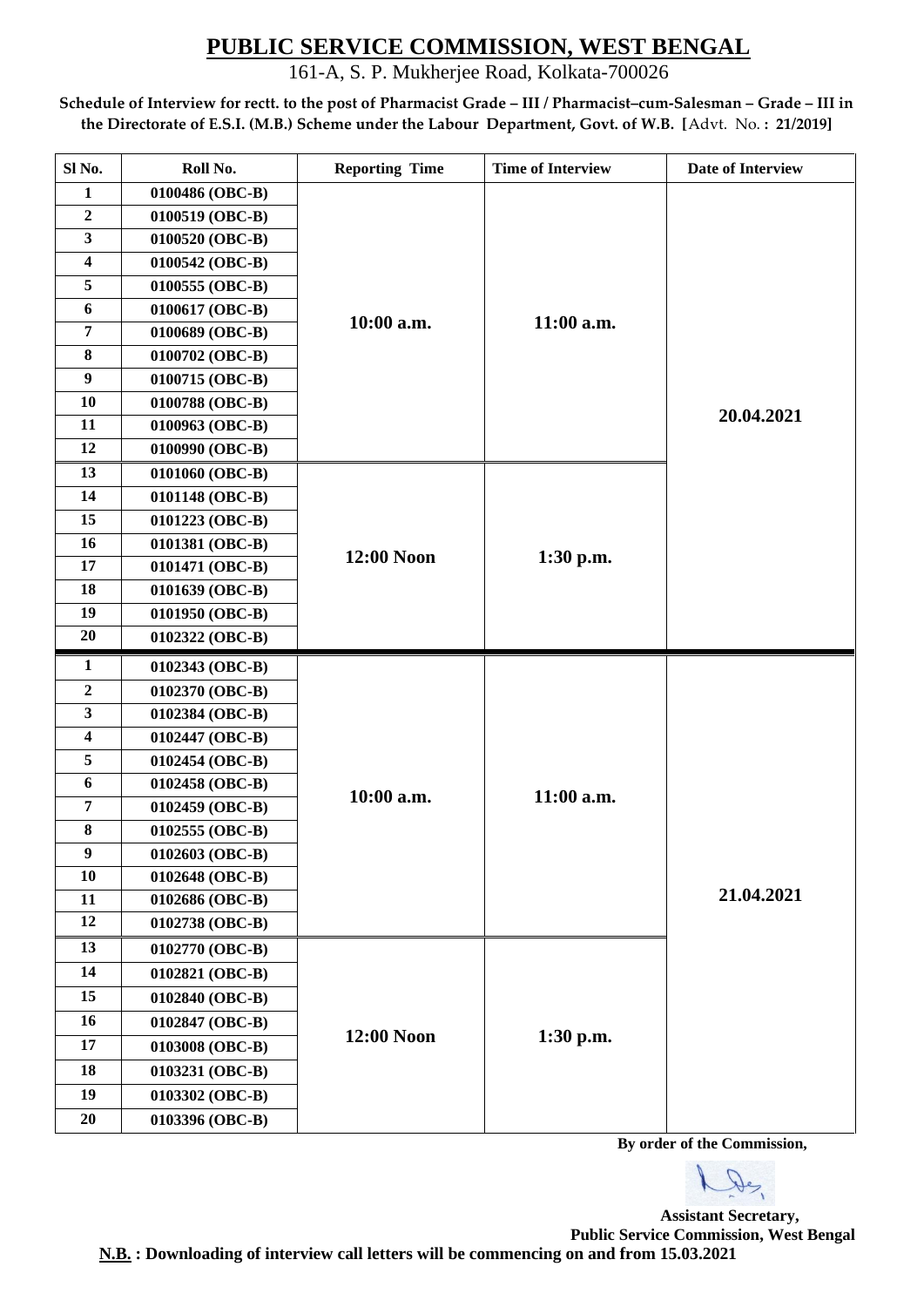# PUBLIC SERVICE COMMISSION, WEST BENGAL

161-A, S. P. Mukherjee Road, Kolkata-700026

**Schedule of Interview for rectt. to the post of Pharmacist Grade – III / Pharmacist–cum-Salesman – Grade – III in the Directorate of E.S.I. (M.B.) Scheme under the Labour Department, Govt. of W.B. [Advt. No. : 21/2019]**

| Sl No. | Roll No. | Reporting Time | Time of Interview | Date of Interview |
|---|---|---|---|---|
| 1 | 0100486 (OBC-B) | 10:00 a.m. | 11:00 a.m. | 20.04.2021 |
| 2 | 0100519 (OBC-B) | | | |
| 3 | 0100520 (OBC-B) | | | |
| 4 | 0100542 (OBC-B) | | | |
| 5 | 0100555 (OBC-B) | | | |
| 6 | 0100617 (OBC-B) | | | |
| 7 | 0100689 (OBC-B) | | | |
| 8 | 0100702 (OBC-B) | | | |
| 9 | 0100715 (OBC-B) | | | |
| 10 | 0100788 (OBC-B) | | | |
| 11 | 0100963 (OBC-B) | | | |
| 12 | 0100990 (OBC-B) | | | |
| 13 | 0101060 (OBC-B) | 12:00 Noon | 1:30 p.m. | |
| 14 | 0101148 (OBC-B) | | | |
| 15 | 0101223 (OBC-B) | | | |
| 16 | 0101381 (OBC-B) | | | |
| 17 | 0101471 (OBC-B) | | | |
| 18 | 0101639 (OBC-B) | | | |
| 19 | 0101950 (OBC-B) | | | |
| 20 | 0102322 (OBC-B) | | | |
| 1 | 0102343 (OBC-B) | 10:00 a.m. | 11:00 a.m. | 21.04.2021 |
| 2 | 0102370 (OBC-B) | | | |
| 3 | 0102384 (OBC-B) | | | |
| 4 | 0102447 (OBC-B) | | | |
| 5 | 0102454 (OBC-B) | | | |
| 6 | 0102458 (OBC-B) | | | |
| 7 | 0102459 (OBC-B) | | | |
| 8 | 0102555 (OBC-B) | | | |
| 9 | 0102603 (OBC-B) | | | |
| 10 | 0102648 (OBC-B) | | | |
| 11 | 0102686 (OBC-B) | | | |
| 12 | 0102738 (OBC-B) | | | |
| 13 | 0102770 (OBC-B) | 12:00 Noon | 1:30 p.m. | |
| 14 | 0102821 (OBC-B) | | | |
| 15 | 0102840 (OBC-B) | | | |
| 16 | 0102847 (OBC-B) | | | |
| 17 | 0103008 (OBC-B) | | | |
| 18 | 0103231 (OBC-B) | | | |
| 19 | 0103302 (OBC-B) | | | |
| 20 | 0103396 (OBC-B) | | | |

**By order of the Commission,**

**Assistant Secretary,**
**Public Service Commission, West Bengal**

**N.B. : Downloading of interview call letters will be commencing on and from 15.03.2021**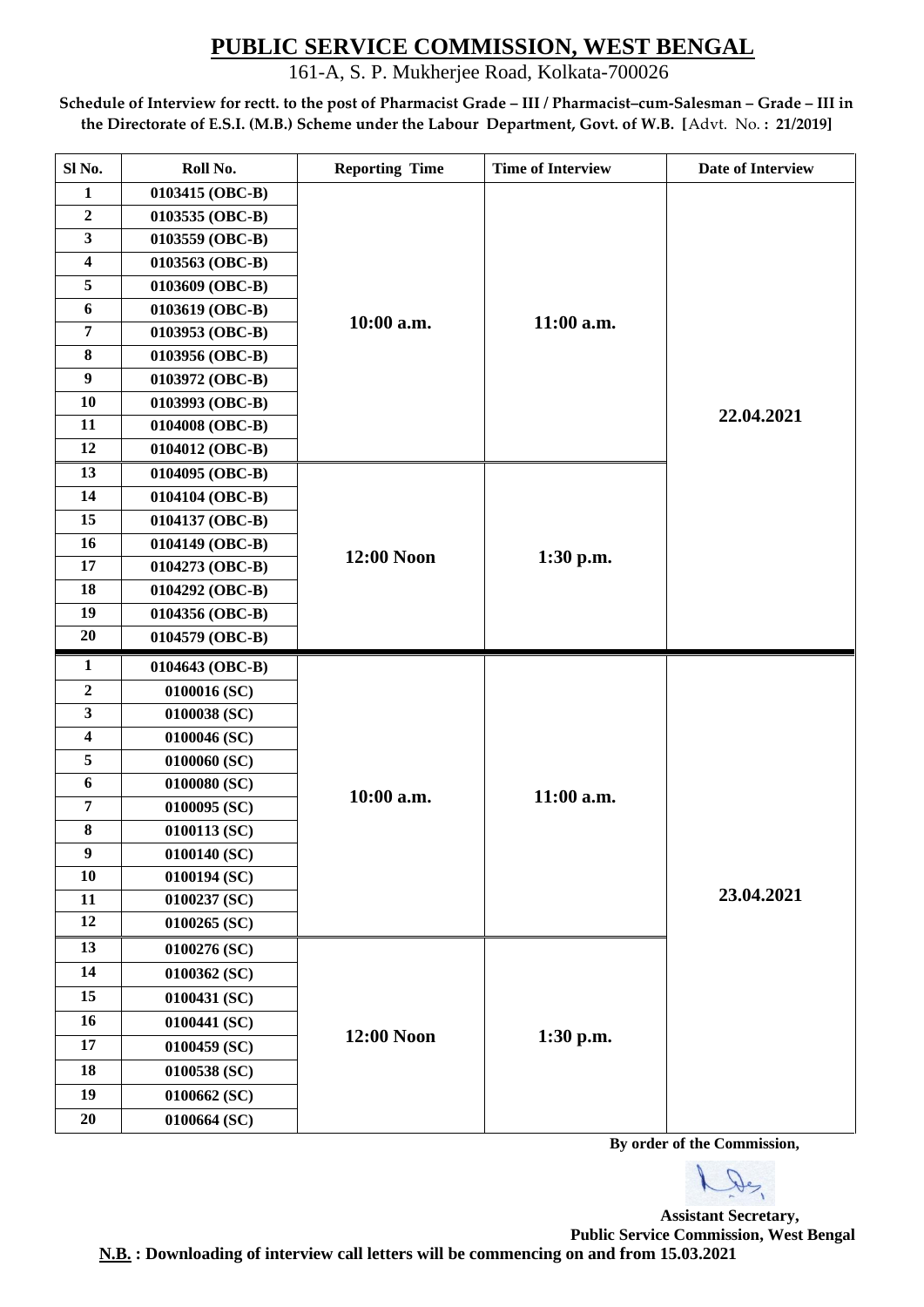# PUBLIC SERVICE COMMISSION, WEST BENGAL

161-A, S. P. Mukherjee Road, Kolkata-700026

**Schedule of Interview for rectt. to the post of Pharmacist Grade – III / Pharmacist–cum-Salesman – Grade – III in the Directorate of E.S.I. (M.B.) Scheme under the Labour Department, Govt. of W.B. [Advt. No. : 21/2019]**

| Sl No. | Roll No. | Reporting Time | Time of Interview | Date of Interview |
|---|---|---|---|---|
| 1 | 0103415 (OBC-B) | 10:00 a.m. | 11:00 a.m. | 22.04.2021 |
| 2 | 0103535 (OBC-B) | | | |
| 3 | 0103559 (OBC-B) | | | |
| 4 | 0103563 (OBC-B) | | | |
| 5 | 0103609 (OBC-B) | | | |
| 6 | 0103619 (OBC-B) | | | |
| 7 | 0103953 (OBC-B) | | | |
| 8 | 0103956 (OBC-B) | | | |
| 9 | 0103972 (OBC-B) | | | |
| 10 | 0103993 (OBC-B) | | | |
| 11 | 0104008 (OBC-B) | | | |
| 12 | 0104012 (OBC-B) | | | |
| 13 | 0104095 (OBC-B) | 12:00 Noon | 1:30 p.m. | |
| 14 | 0104104 (OBC-B) | | | |
| 15 | 0104137 (OBC-B) | | | |
| 16 | 0104149 (OBC-B) | | | |
| 17 | 0104273 (OBC-B) | | | |
| 18 | 0104292 (OBC-B) | | | |
| 19 | 0104356 (OBC-B) | | | |
| 20 | 0104579 (OBC-B) | | | |
| 1 | 0104643 (OBC-B) | 10:00 a.m. | 11:00 a.m. | 23.04.2021 |
| 2 | 0100016 (SC) | | | |
| 3 | 0100038 (SC) | | | |
| 4 | 0100046 (SC) | | | |
| 5 | 0100060 (SC) | | | |
| 6 | 0100080 (SC) | | | |
| 7 | 0100095 (SC) | | | |
| 8 | 0100113 (SC) | | | |
| 9 | 0100140 (SC) | | | |
| 10 | 0100194 (SC) | | | |
| 11 | 0100237 (SC) | | | |
| 12 | 0100265 (SC) | | | |
| 13 | 0100276 (SC) | 12:00 Noon | 1:30 p.m. | |
| 14 | 0100362 (SC) | | | |
| 15 | 0100431 (SC) | | | |
| 16 | 0100441 (SC) | | | |
| 17 | 0100459 (SC) | | | |
| 18 | 0100538 (SC) | | | |
| 19 | 0100662 (SC) | | | |
| 20 | 0100664 (SC) | | | |

**By order of the Commission,**

**Assistant Secretary,**
**Public Service Commission, West Bengal**

**N.B. : Downloading of interview call letters will be commencing on and from 15.03.2021**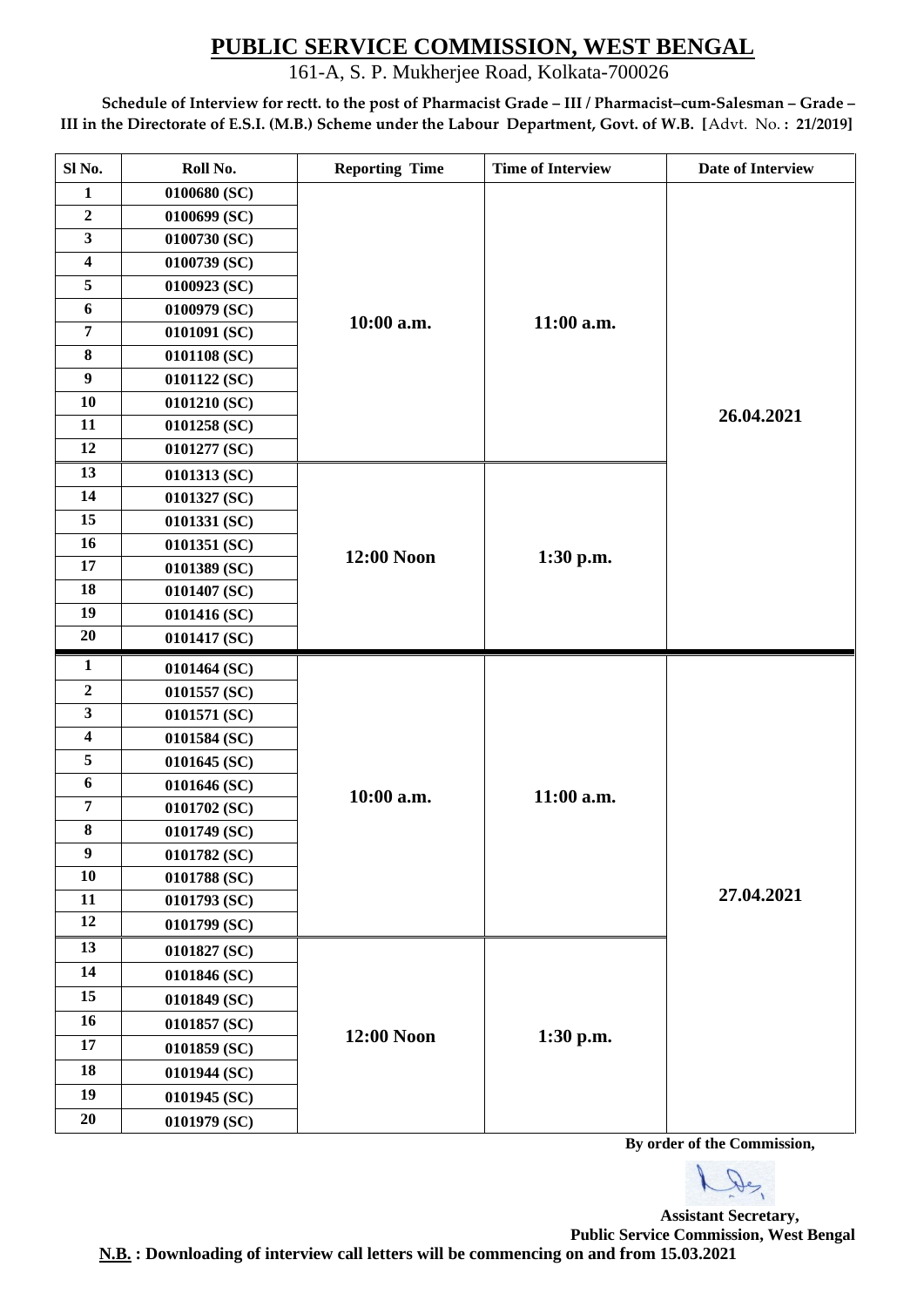# PUBLIC SERVICE COMMISSION, WEST BENGAL

161-A, S. P. Mukherjee Road, Kolkata-700026

**Schedule of Interview for rectt. to the post of Pharmacist Grade – III / Pharmacist–cum-Salesman – Grade – III in the Directorate of E.S.I. (M.B.) Scheme under the Labour Department, Govt. of W.B. [Advt. No. : 21/2019]**

| Sl No. | Roll No. | Reporting Time | Time of Interview | Date of Interview |
|---|---|---|---|---|
| 1 | 0100680 (SC) | 10:00 a.m. | 11:00 a.m. | 26.04.2021 |
| 2 | 0100699 (SC) | | | |
| 3 | 0100730 (SC) | | | |
| 4 | 0100739 (SC) | | | |
| 5 | 0100923 (SC) | | | |
| 6 | 0100979 (SC) | | | |
| 7 | 0101091 (SC) | | | |
| 8 | 0101108 (SC) | | | |
| 9 | 0101122 (SC) | | | |
| 10 | 0101210 (SC) | | | |
| 11 | 0101258 (SC) | | | |
| 12 | 0101277 (SC) | | | |
| 13 | 0101313 (SC) | 12:00 Noon | 1:30 p.m. | |
| 14 | 0101327 (SC) | | | |
| 15 | 0101331 (SC) | | | |
| 16 | 0101351 (SC) | | | |
| 17 | 0101389 (SC) | | | |
| 18 | 0101407 (SC) | | | |
| 19 | 0101416 (SC) | | | |
| 20 | 0101417 (SC) | | | |
| 1 | 0101464 (SC) | 10:00 a.m. | 11:00 a.m. | 27.04.2021 |
| 2 | 0101557 (SC) | | | |
| 3 | 0101571 (SC) | | | |
| 4 | 0101584 (SC) | | | |
| 5 | 0101645 (SC) | | | |
| 6 | 0101646 (SC) | | | |
| 7 | 0101702 (SC) | | | |
| 8 | 0101749 (SC) | | | |
| 9 | 0101782 (SC) | | | |
| 10 | 0101788 (SC) | | | |
| 11 | 0101793 (SC) | | | |
| 12 | 0101799 (SC) | | | |
| 13 | 0101827 (SC) | 12:00 Noon | 1:30 p.m. | |
| 14 | 0101846 (SC) | | | |
| 15 | 0101849 (SC) | | | |
| 16 | 0101857 (SC) | | | |
| 17 | 0101859 (SC) | | | |
| 18 | 0101944 (SC) | | | |
| 19 | 0101945 (SC) | | | |
| 20 | 0101979 (SC) | | | |

**By order of the Commission,**

**Assistant Secretary,**
**Public Service Commission, West Bengal**

**N.B. : Downloading of interview call letters will be commencing on and from 15.03.2021**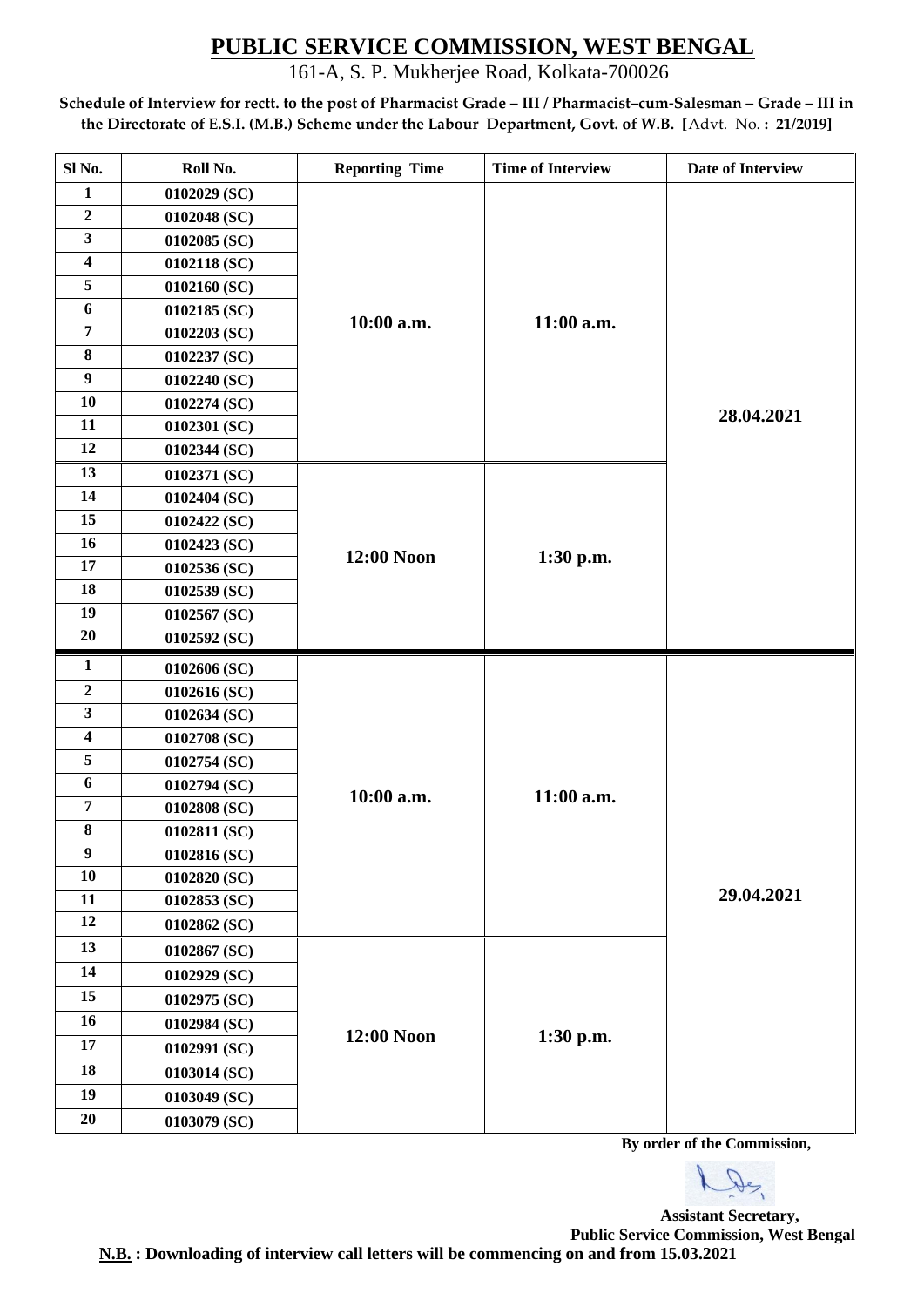# PUBLIC SERVICE COMMISSION, WEST BENGAL

161-A, S. P. Mukherjee Road, Kolkata-700026

**Schedule of Interview for rectt. to the post of Pharmacist Grade – III / Pharmacist–cum-Salesman – Grade – III in the Directorate of E.S.I. (M.B.) Scheme under the Labour Department, Govt. of W.B. [**Advt. No. **: 21/2019]**

| Sl No. | Roll No. | Reporting Time | Time of Interview | Date of Interview |
|---|---|---|---|---|
| 1 | 0102029 (SC) | 10:00 a.m. | 11:00 a.m. | 28.04.2021 |
| 2 | 0102048 (SC) | | | |
| 3 | 0102085 (SC) | | | |
| 4 | 0102118 (SC) | | | |
| 5 | 0102160 (SC) | | | |
| 6 | 0102185 (SC) | | | |
| 7 | 0102203 (SC) | | | |
| 8 | 0102237 (SC) | | | |
| 9 | 0102240 (SC) | | | |
| 10 | 0102274 (SC) | | | |
| 11 | 0102301 (SC) | | | |
| 12 | 0102344 (SC) | | | |
| 13 | 0102371 (SC) | 12:00 Noon | 1:30 p.m. | |
| 14 | 0102404 (SC) | | | |
| 15 | 0102422 (SC) | | | |
| 16 | 0102423 (SC) | | | |
| 17 | 0102536 (SC) | | | |
| 18 | 0102539 (SC) | | | |
| 19 | 0102567 (SC) | | | |
| 20 | 0102592 (SC) | | | |
| 1 | 0102606 (SC) | 10:00 a.m. | 11:00 a.m. | 29.04.2021 |
| 2 | 0102616 (SC) | | | |
| 3 | 0102634 (SC) | | | |
| 4 | 0102708 (SC) | | | |
| 5 | 0102754 (SC) | | | |
| 6 | 0102794 (SC) | | | |
| 7 | 0102808 (SC) | | | |
| 8 | 0102811 (SC) | | | |
| 9 | 0102816 (SC) | | | |
| 10 | 0102820 (SC) | | | |
| 11 | 0102853 (SC) | | | |
| 12 | 0102862 (SC) | | | |
| 13 | 0102867 (SC) | 12:00 Noon | 1:30 p.m. | |
| 14 | 0102929 (SC) | | | |
| 15 | 0102975 (SC) | | | |
| 16 | 0102984 (SC) | | | |
| 17 | 0102991 (SC) | | | |
| 18 | 0103014 (SC) | | | |
| 19 | 0103049 (SC) | | | |
| 20 | 0103079 (SC) | | | |

**By order of the Commission,**

**Assistant Secretary,**
**Public Service Commission, West Bengal**

**N.B. : Downloading of interview call letters will be commencing on and from 15.03.2021**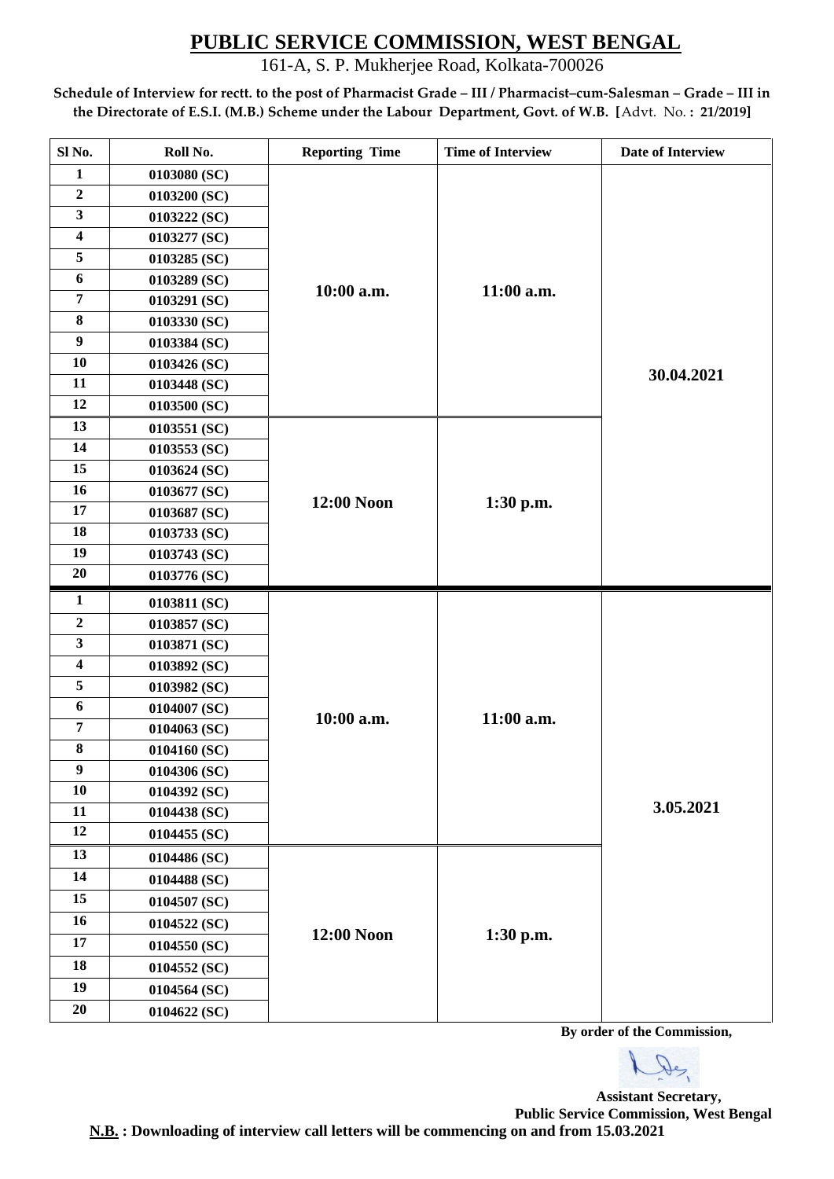# PUBLIC SERVICE COMMISSION, WEST BENGAL

161-A, S. P. Mukherjee Road, Kolkata-700026

**Schedule of Interview for rectt. to the post of Pharmacist Grade – III / Pharmacist–cum-Salesman – Grade – III in the Directorate of E.S.I. (M.B.) Scheme under the Labour Department, Govt. of W.B. [**Advt. No. **: 21/2019]**

| Sl No. | Roll No. | Reporting Time | Time of Interview | Date of Interview |
|---|---|---|---|---|
| 1 | 0103080 (SC) | 10:00 a.m. | 11:00 a.m. | 30.04.2021 |
| 2 | 0103200 (SC) | | | |
| 3 | 0103222 (SC) | | | |
| 4 | 0103277 (SC) | | | |
| 5 | 0103285 (SC) | | | |
| 6 | 0103289 (SC) | | | |
| 7 | 0103291 (SC) | | | |
| 8 | 0103330 (SC) | | | |
| 9 | 0103384 (SC) | | | |
| 10 | 0103426 (SC) | | | |
| 11 | 0103448 (SC) | | | |
| 12 | 0103500 (SC) | | | |
| 13 | 0103551 (SC) | 12:00 Noon | 1:30 p.m. | |
| 14 | 0103553 (SC) | | | |
| 15 | 0103624 (SC) | | | |
| 16 | 0103677 (SC) | | | |
| 17 | 0103687 (SC) | | | |
| 18 | 0103733 (SC) | | | |
| 19 | 0103743 (SC) | | | |
| 20 | 0103776 (SC) | | | |
| 1 | 0103811 (SC) | 10:00 a.m. | 11:00 a.m. | 3.05.2021 |
| 2 | 0103857 (SC) | | | |
| 3 | 0103871 (SC) | | | |
| 4 | 0103892 (SC) | | | |
| 5 | 0103982 (SC) | | | |
| 6 | 0104007 (SC) | | | |
| 7 | 0104063 (SC) | | | |
| 8 | 0104160 (SC) | | | |
| 9 | 0104306 (SC) | | | |
| 10 | 0104392 (SC) | | | |
| 11 | 0104438 (SC) | | | |
| 12 | 0104455 (SC) | | | |
| 13 | 0104486 (SC) | 12:00 Noon | 1:30 p.m. | |
| 14 | 0104488 (SC) | | | |
| 15 | 0104507 (SC) | | | |
| 16 | 0104522 (SC) | | | |
| 17 | 0104550 (SC) | | | |
| 18 | 0104552 (SC) | | | |
| 19 | 0104564 (SC) | | | |
| 20 | 0104622 (SC) | | | |

**By order of the Commission,**

**Assistant Secretary,**
**Public Service Commission, West Bengal**

**N.B. : Downloading of interview call letters will be commencing on and from 15.03.2021**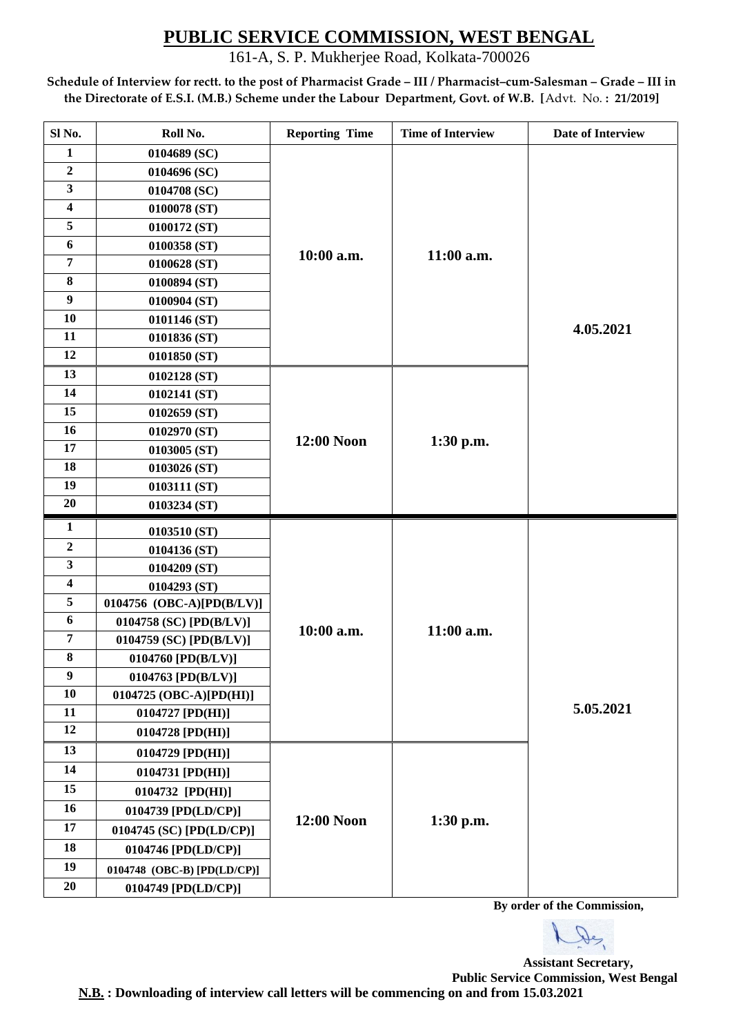# PUBLIC SERVICE COMMISSION, WEST BENGAL

161-A, S. P. Mukherjee Road, Kolkata-700026

**Schedule of Interview for rectt. to the post of Pharmacist Grade – III / Pharmacist–cum-Salesman – Grade – III in the Directorate of E.S.I. (M.B.) Scheme under the Labour Department, Govt. of W.B. [Advt. No. : 21/2019]**

| Sl No. | Roll No. | Reporting Time | Time of Interview | Date of Interview |
|---|---|---|---|---|
| 1 | 0104689 (SC) | 10:00 a.m. | 11:00 a.m. | 4.05.2021 |
| 2 | 0104696 (SC) | | | |
| 3 | 0104708 (SC) | | | |
| 4 | 0100078 (ST) | | | |
| 5 | 0100172 (ST) | | | |
| 6 | 0100358 (ST) | | | |
| 7 | 0100628 (ST) | | | |
| 8 | 0100894 (ST) | | | |
| 9 | 0100904 (ST) | | | |
| 10 | 0101146 (ST) | | | |
| 11 | 0101836 (ST) | | | |
| 12 | 0101850 (ST) | | | |
| 13 | 0102128 (ST) | 12:00 Noon | 1:30 p.m. | |
| 14 | 0102141 (ST) | | | |
| 15 | 0102659 (ST) | | | |
| 16 | 0102970 (ST) | | | |
| 17 | 0103005 (ST) | | | |
| 18 | 0103026 (ST) | | | |
| 19 | 0103111 (ST) | | | |
| 20 | 0103234 (ST) | | | |
| 1 | 0103510 (ST) | 10:00 a.m. | 11:00 a.m. | 5.05.2021 |
| 2 | 0104136 (ST) | | | |
| 3 | 0104209 (ST) | | | |
| 4 | 0104293 (ST) | | | |
| 5 | 0104756 (OBC-A)[PD(B/LV)] | | | |
| 6 | 0104758 (SC) [PD(B/LV)] | | | |
| 7 | 0104759 (SC) [PD(B/LV)] | | | |
| 8 | 0104760 [PD(B/LV)] | | | |
| 9 | 0104763 [PD(B/LV)] | | | |
| 10 | 0104725 (OBC-A)[PD(HI)] | | | |
| 11 | 0104727 [PD(HI)] | | | |
| 12 | 0104728 [PD(HI)] | | | |
| 13 | 0104729 [PD(HI)] | 12:00 Noon | 1:30 p.m. | |
| 14 | 0104731 [PD(HI)] | | | |
| 15 | 0104732 [PD(HI)] | | | |
| 16 | 0104739 [PD(LD/CP)] | | | |
| 17 | 0104745 (SC) [PD(LD/CP)] | | | |
| 18 | 0104746 [PD(LD/CP)] | | | |
| 19 | 0104748 (OBC-B) [PD(LD/CP)] | | | |
| 20 | 0104749 [PD(LD/CP)] | | | |

**By order of the Commission,**

**Assistant Secretary,**
**Public Service Commission, West Bengal**

**N.B. : Downloading of interview call letters will be commencing on and from 15.03.2021**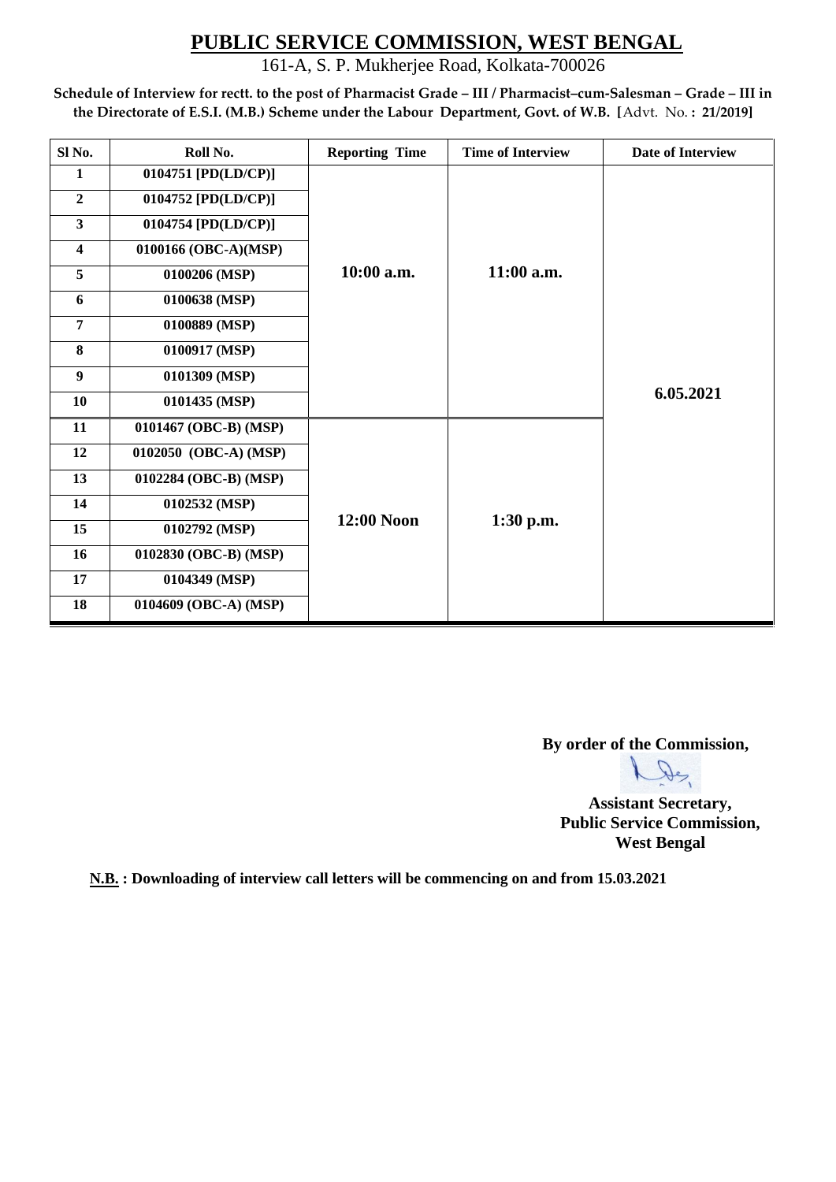# PUBLIC SERVICE COMMISSION, WEST BENGAL

161-A, S. P. Mukherjee Road, Kolkata-700026

**Schedule of Interview for rectt. to the post of Pharmacist Grade – III / Pharmacist–cum-Salesman – Grade – III in the Directorate of E.S.I. (M.B.) Scheme under the Labour Department, Govt. of W.B. [**Advt. No. **: 21/2019]**

| Sl No. | Roll No. | Reporting Time | Time of Interview | Date of Interview |
|---|---|---|---|---|
| 1 | 0104751 [PD(LD/CP)] | 10:00 a.m. | 11:00 a.m. | 6.05.2021 |
| 2 | 0104752 [PD(LD/CP)] | | | |
| 3 | 0104754 [PD(LD/CP)] | | | |
| 4 | 0100166 (OBC-A)(MSP) | | | |
| 5 | 0100206 (MSP) | | | |
| 6 | 0100638 (MSP) | | | |
| 7 | 0100889 (MSP) | | | |
| 8 | 0100917 (MSP) | | | |
| 9 | 0101309 (MSP) | | | |
| 10 | 0101435 (MSP) | | | |
| 11 | 0101467 (OBC-B) (MSP) | 12:00 Noon | 1:30 p.m. | |
| 12 | 0102050 (OBC-A) (MSP) | | | |
| 13 | 0102284 (OBC-B) (MSP) | | | |
| 14 | 0102532 (MSP) | | | |
| 15 | 0102792 (MSP) | | | |
| 16 | 0102830 (OBC-B) (MSP) | | | |
| 17 | 0104349 (MSP) | | | |
| 18 | 0104609 (OBC-A) (MSP) | | | |

**By order of the Commission,**

**Assistant Secretary,**
**Public Service Commission,**
**West Bengal**

**N.B. : Downloading of interview call letters will be commencing on and from 15.03.2021**